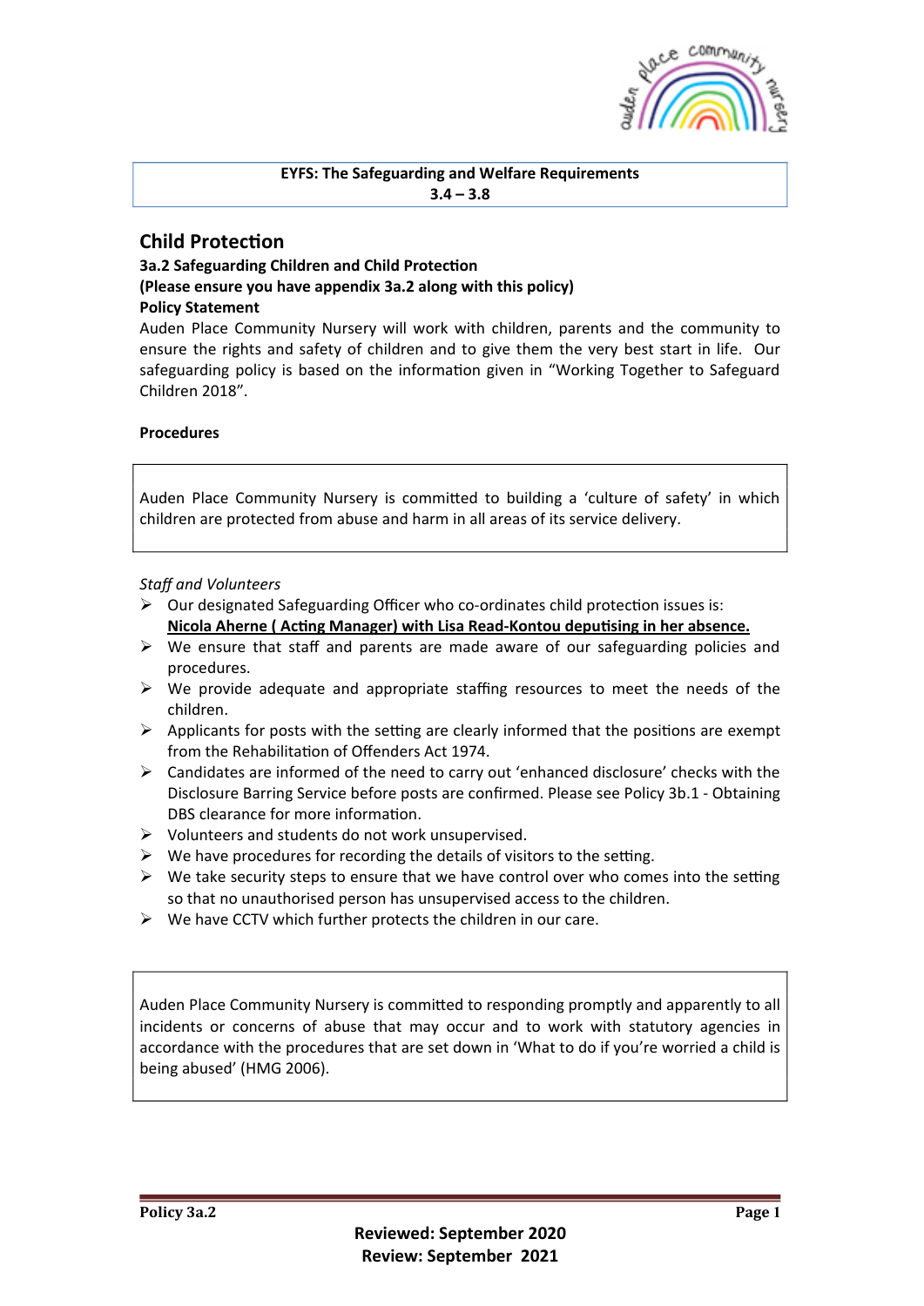**EYFS: The Safeguarding and Welfare Requirements**
**3.4 – 3.8**

## Child Protection

**3a.2 Safeguarding Children and Child Protection**
**(Please ensure you have appendix 3a.2 along with this policy)**
**Policy Statement**

Auden Place Community Nursery will work with children, parents and the community to ensure the rights and safety of children and to give them the very best start in life. Our safeguarding policy is based on the information given in "Working Together to Safeguard Children 2018".

**Procedures**

Auden Place Community Nursery is committed to building a 'culture of safety' in which children are protected from abuse and harm in all areas of its service delivery.

*Staff and Volunteers*

- Our designated Safeguarding Officer who co-ordinates child protection issues is: **Nicola Aherne ( Acting Manager) with Lisa Read-Kontou deputising in her absence.**
- We ensure that staff and parents are made aware of our safeguarding policies and procedures.
- We provide adequate and appropriate staffing resources to meet the needs of the children.
- Applicants for posts with the setting are clearly informed that the positions are exempt from the Rehabilitation of Offenders Act 1974.
- Candidates are informed of the need to carry out 'enhanced disclosure' checks with the Disclosure Barring Service before posts are confirmed. Please see Policy 3b.1 - Obtaining DBS clearance for more information.
- Volunteers and students do not work unsupervised.
- We have procedures for recording the details of visitors to the setting.
- We take security steps to ensure that we have control over who comes into the setting so that no unauthorised person has unsupervised access to the children.
- We have CCTV which further protects the children in our care.

Auden Place Community Nursery is committed to responding promptly and apparently to all incidents or concerns of abuse that may occur and to work with statutory agencies in accordance with the procedures that are set down in 'What to do if you're worried a child is being abused' (HMG 2006).

**Reviewed: September 2020**
**Review: September 2021**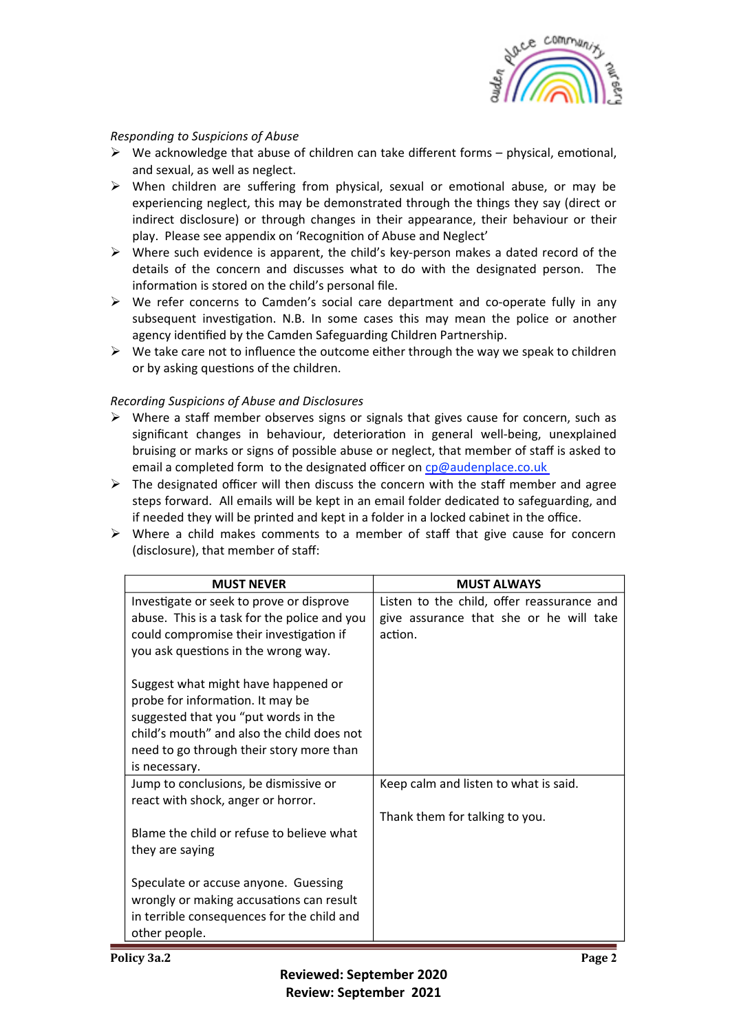*Responding to Suspicions of Abuse*

- We acknowledge that abuse of children can take different forms – physical, emotional, and sexual, as well as neglect.
- When children are suffering from physical, sexual or emotional abuse, or may be experiencing neglect, this may be demonstrated through the things they say (direct or indirect disclosure) or through changes in their appearance, their behaviour or their play. Please see appendix on 'Recognition of Abuse and Neglect'
- Where such evidence is apparent, the child's key-person makes a dated record of the details of the concern and discusses what to do with the designated person. The information is stored on the child's personal file.
- We refer concerns to Camden's social care department and co-operate fully in any subsequent investigation. N.B. In some cases this may mean the police or another agency identified by the Camden Safeguarding Children Partnership.
- We take care not to influence the outcome either through the way we speak to children or by asking questions of the children.

*Recording Suspicions of Abuse and Disclosures*

- Where a staff member observes signs or signals that gives cause for concern, such as significant changes in behaviour, deterioration in general well-being, unexplained bruising or marks or signs of possible abuse or neglect, that member of staff is asked to email a completed form to the designated officer on cp@audenplace.co.uk
- The designated officer will then discuss the concern with the staff member and agree steps forward. All emails will be kept in an email folder dedicated to safeguarding, and if needed they will be printed and kept in a folder in a locked cabinet in the office.
- Where a child makes comments to a member of staff that give cause for concern (disclosure), that member of staff:

| MUST NEVER | MUST ALWAYS |
|---|---|
| Investigate or seek to prove or disprove abuse. This is a task for the police and you could compromise their investigation if you ask questions in the wrong way.<br><br>Suggest what might have happened or probe for information. It may be suggested that you "put words in the child's mouth" and also the child does not need to go through their story more than is necessary. | Listen to the child, offer reassurance and give assurance that she or he will take action. |
| Jump to conclusions, be dismissive or react with shock, anger or horror.<br><br>Blame the child or refuse to believe what they are saying<br><br>Speculate or accuse anyone. Guessing wrongly or making accusations can result in terrible consequences for the child and other people. | Keep calm and listen to what is said.<br><br>Thank them for talking to you. |

**Policy 3a.2**

**Reviewed: September 2020**
**Review: September 2021**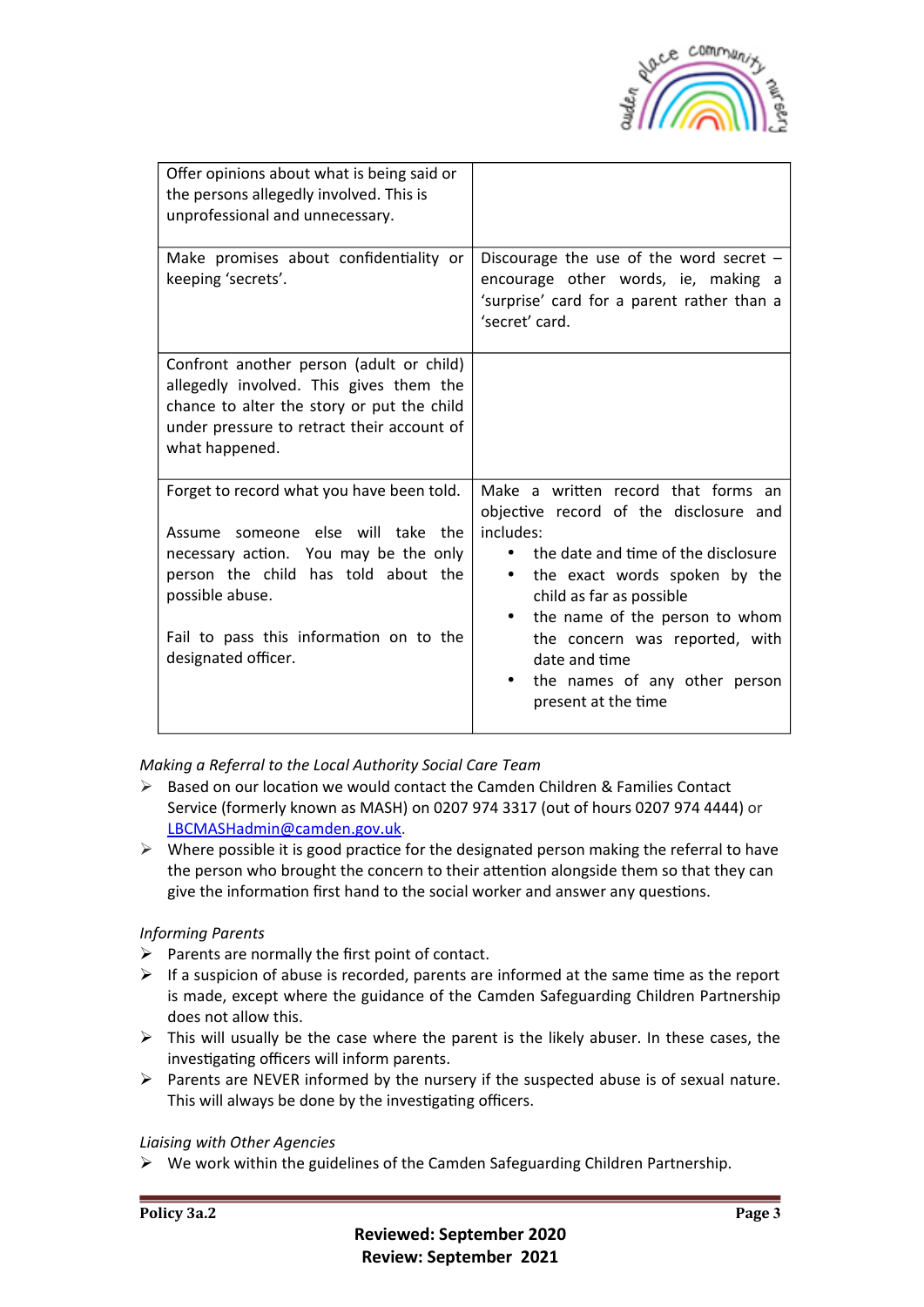| | |
|---|---|
| Offer opinions about what is being said or the persons allegedly involved. This is unprofessional and unnecessary. | |
| Make promises about confidentiality or keeping 'secrets'. | Discourage the use of the word secret – encourage other words, ie, making a 'surprise' card for a parent rather than a 'secret' card. |
| Confront another person (adult or child) allegedly involved. This gives them the chance to alter the story or put the child under pressure to retract their account of what happened. | |
| Forget to record what you have been told.<br><br>Assume someone else will take the necessary action. You may be the only person the child has told about the possible abuse.<br><br>Fail to pass this information on to the designated officer. | Make a written record that forms an objective record of the disclosure and includes:<br>• the date and time of the disclosure<br>• the exact words spoken by the child as far as possible<br>• the name of the person to whom the concern was reported, with date and time<br>• the names of any other person present at the time |

*Making a Referral to the Local Authority Social Care Team*

- Based on our location we would contact the Camden Children & Families Contact Service (formerly known as MASH) on 0207 974 3317 (out of hours 0207 974 4444) or LBCMASHadmin@camden.gov.uk.
- Where possible it is good practice for the designated person making the referral to have the person who brought the concern to their attention alongside them so that they can give the information first hand to the social worker and answer any questions.

*Informing Parents*

- Parents are normally the first point of contact.
- If a suspicion of abuse is recorded, parents are informed at the same time as the report is made, except where the guidance of the Camden Safeguarding Children Partnership does not allow this.
- This will usually be the case where the parent is the likely abuser. In these cases, the investigating officers will inform parents.
- Parents are NEVER informed by the nursery if the suspected abuse is of sexual nature. This will always be done by the investigating officers.

*Liaising with Other Agencies*

- We work within the guidelines of the Camden Safeguarding Children Partnership.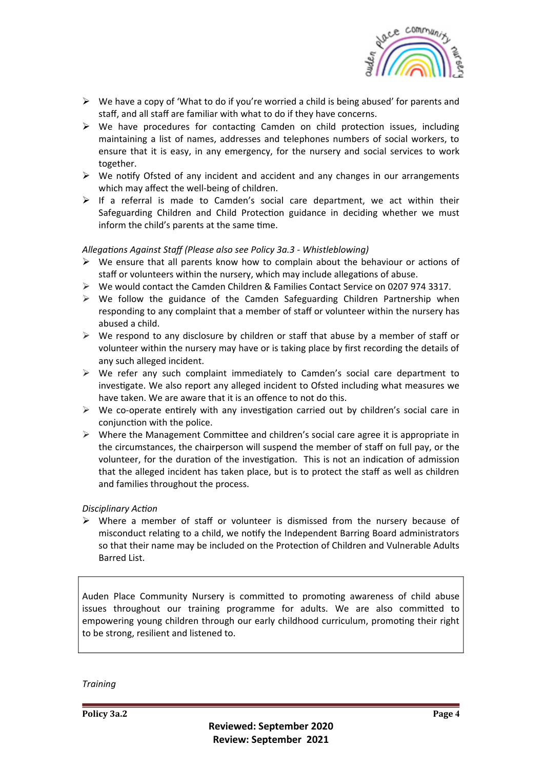- We have a copy of 'What to do if you're worried a child is being abused' for parents and staff, and all staff are familiar with what to do if they have concerns.
- We have procedures for contacting Camden on child protection issues, including maintaining a list of names, addresses and telephones numbers of social workers, to ensure that it is easy, in any emergency, for the nursery and social services to work together.
- We notify Ofsted of any incident and accident and any changes in our arrangements which may affect the well-being of children.
- If a referral is made to Camden's social care department, we act within their Safeguarding Children and Child Protection guidance in deciding whether we must inform the child's parents at the same time.

*Allegations Against Staff (Please also see Policy 3a.3 - Whistleblowing)*

- We ensure that all parents know how to complain about the behaviour or actions of staff or volunteers within the nursery, which may include allegations of abuse.
- We would contact the Camden Children & Families Contact Service on 0207 974 3317.
- We follow the guidance of the Camden Safeguarding Children Partnership when responding to any complaint that a member of staff or volunteer within the nursery has abused a child.
- We respond to any disclosure by children or staff that abuse by a member of staff or volunteer within the nursery may have or is taking place by first recording the details of any such alleged incident.
- We refer any such complaint immediately to Camden's social care department to investigate. We also report any alleged incident to Ofsted including what measures we have taken. We are aware that it is an offence to not do this.
- We co-operate entirely with any investigation carried out by children's social care in conjunction with the police.
- Where the Management Committee and children's social care agree it is appropriate in the circumstances, the chairperson will suspend the member of staff on full pay, or the volunteer, for the duration of the investigation. This is not an indication of admission that the alleged incident has taken place, but is to protect the staff as well as children and families throughout the process.

*Disciplinary Action*

- Where a member of staff or volunteer is dismissed from the nursery because of misconduct relating to a child, we notify the Independent Barring Board administrators so that their name may be included on the Protection of Children and Vulnerable Adults Barred List.

> Auden Place Community Nursery is committed to promoting awareness of child abuse issues throughout our training programme for adults. We are also committed to empowering young children through our early childhood curriculum, promoting their right to be strong, resilient and listened to.

*Training*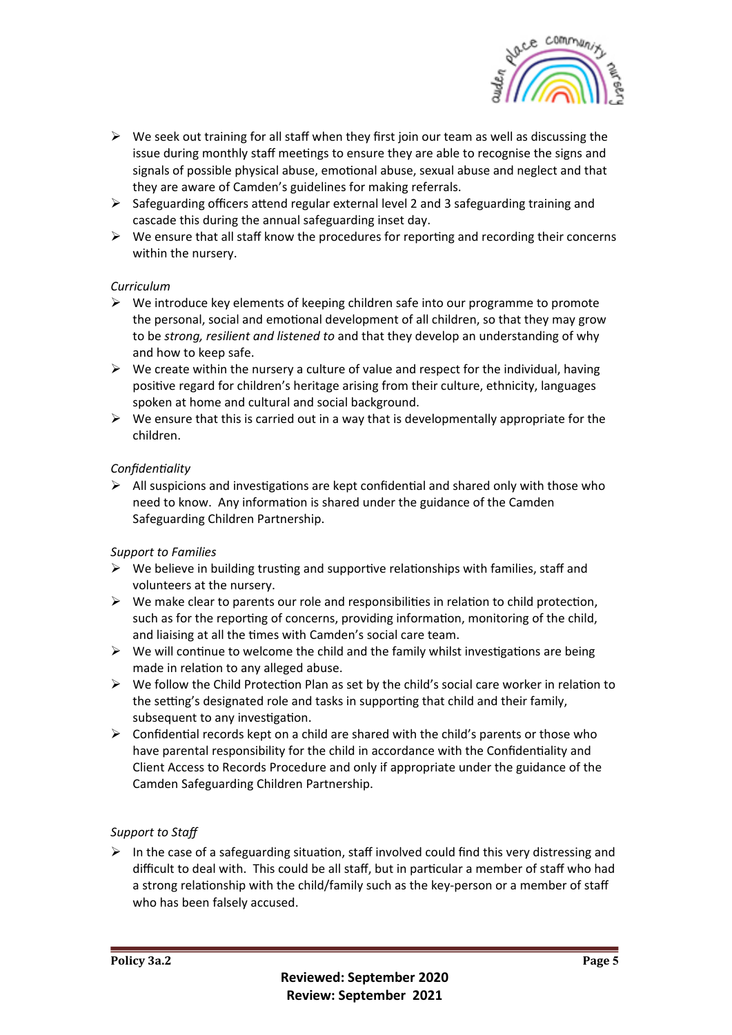- We seek out training for all staff when they first join our team as well as discussing the issue during monthly staff meetings to ensure they are able to recognise the signs and signals of possible physical abuse, emotional abuse, sexual abuse and neglect and that they are aware of Camden's guidelines for making referrals.
- Safeguarding officers attend regular external level 2 and 3 safeguarding training and cascade this during the annual safeguarding inset day.
- We ensure that all staff know the procedures for reporting and recording their concerns within the nursery.

*Curriculum*

- We introduce key elements of keeping children safe into our programme to promote the personal, social and emotional development of all children, so that they may grow to be *strong, resilient and listened to* and that they develop an understanding of why and how to keep safe.
- We create within the nursery a culture of value and respect for the individual, having positive regard for children's heritage arising from their culture, ethnicity, languages spoken at home and cultural and social background.
- We ensure that this is carried out in a way that is developmentally appropriate for the children.

*Confidentiality*

- All suspicions and investigations are kept confidential and shared only with those who need to know. Any information is shared under the guidance of the Camden Safeguarding Children Partnership.

*Support to Families*

- We believe in building trusting and supportive relationships with families, staff and volunteers at the nursery.
- We make clear to parents our role and responsibilities in relation to child protection, such as for the reporting of concerns, providing information, monitoring of the child, and liaising at all the times with Camden's social care team.
- We will continue to welcome the child and the family whilst investigations are being made in relation to any alleged abuse.
- We follow the Child Protection Plan as set by the child's social care worker in relation to the setting's designated role and tasks in supporting that child and their family, subsequent to any investigation.
- Confidential records kept on a child are shared with the child's parents or those who have parental responsibility for the child in accordance with the Confidentiality and Client Access to Records Procedure and only if appropriate under the guidance of the Camden Safeguarding Children Partnership.

*Support to Staff*

- In the case of a safeguarding situation, staff involved could find this very distressing and difficult to deal with. This could be all staff, but in particular a member of staff who had a strong relationship with the child/family such as the key-person or a member of staff who has been falsely accused.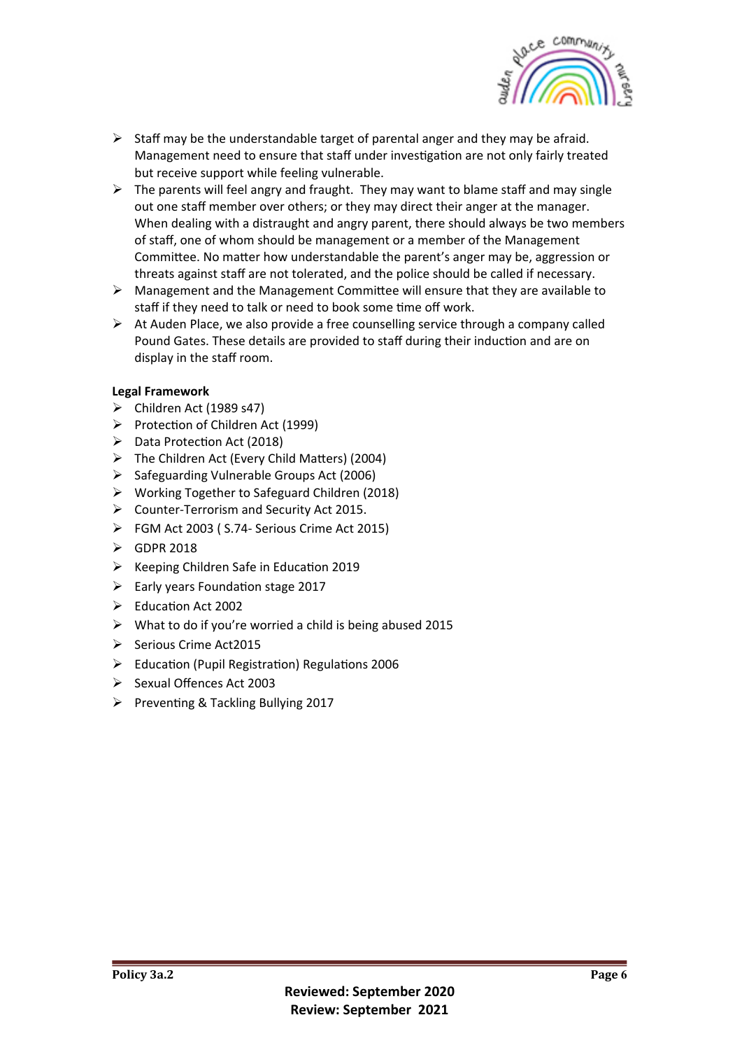- Staff may be the understandable target of parental anger and they may be afraid. Management need to ensure that staff under investigation are not only fairly treated but receive support while feeling vulnerable.
- The parents will feel angry and fraught. They may want to blame staff and may single out one staff member over others; or they may direct their anger at the manager. When dealing with a distraught and angry parent, there should always be two members of staff, one of whom should be management or a member of the Management Committee. No matter how understandable the parent's anger may be, aggression or threats against staff are not tolerated, and the police should be called if necessary.
- Management and the Management Committee will ensure that they are available to staff if they need to talk or need to book some time off work.
- At Auden Place, we also provide a free counselling service through a company called Pound Gates. These details are provided to staff during their induction and are on display in the staff room.

**Legal Framework**

- Children Act (1989 s47)
- Protection of Children Act (1999)
- Data Protection Act (2018)
- The Children Act (Every Child Matters) (2004)
- Safeguarding Vulnerable Groups Act (2006)
- Working Together to Safeguard Children (2018)
- Counter-Terrorism and Security Act 2015.
- FGM Act 2003 ( S.74- Serious Crime Act 2015)
- GDPR 2018
- Keeping Children Safe in Education 2019
- Early years Foundation stage 2017
- Education Act 2002
- What to do if you're worried a child is being abused 2015
- Serious Crime Act2015
- Education (Pupil Registration) Regulations 2006
- Sexual Offences Act 2003
- Preventing & Tackling Bullying 2017

**Policy 3a.2**

**Reviewed: September 2020**
**Review: September 2021**